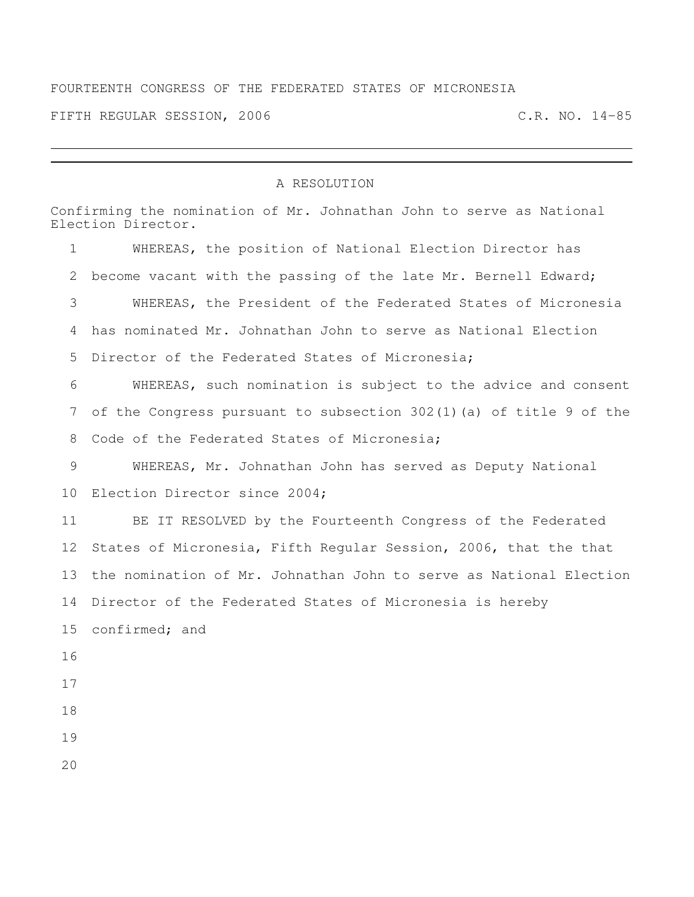FOURTEENTH CONGRESS OF THE FEDERATED STATES OF MICRONESIA

FIFTH REGULAR SESSION, 2006 C.R. NO. 14-85

# A RESOLUTION

Confirming the nomination of Mr. Johnathan John to serve as National Election Director.

WHEREAS, the position of National Election Director has become vacant with the passing of the late Mr. Bernell Edward;

WHEREAS, the President of the Federated States of Micronesia has nominated Mr. Johnathan John to serve as National Election Director of the Federated States of Micronesia;

WHEREAS, such nomination is subject to the advice and consent of the Congress pursuant to subsection 302(1)(a) of title 9 of the Code of the Federated States of Micronesia;

WHEREAS, Mr. Johnathan John has served as Deputy National Election Director since 2004;

BE IT RESOLVED by the Fourteenth Congress of the Federated States of Micronesia, Fifth Regular Session, 2006, that the that the nomination of Mr. Johnathan John to serve as National Election Director of the Federated States of Micronesia is hereby confirmed; and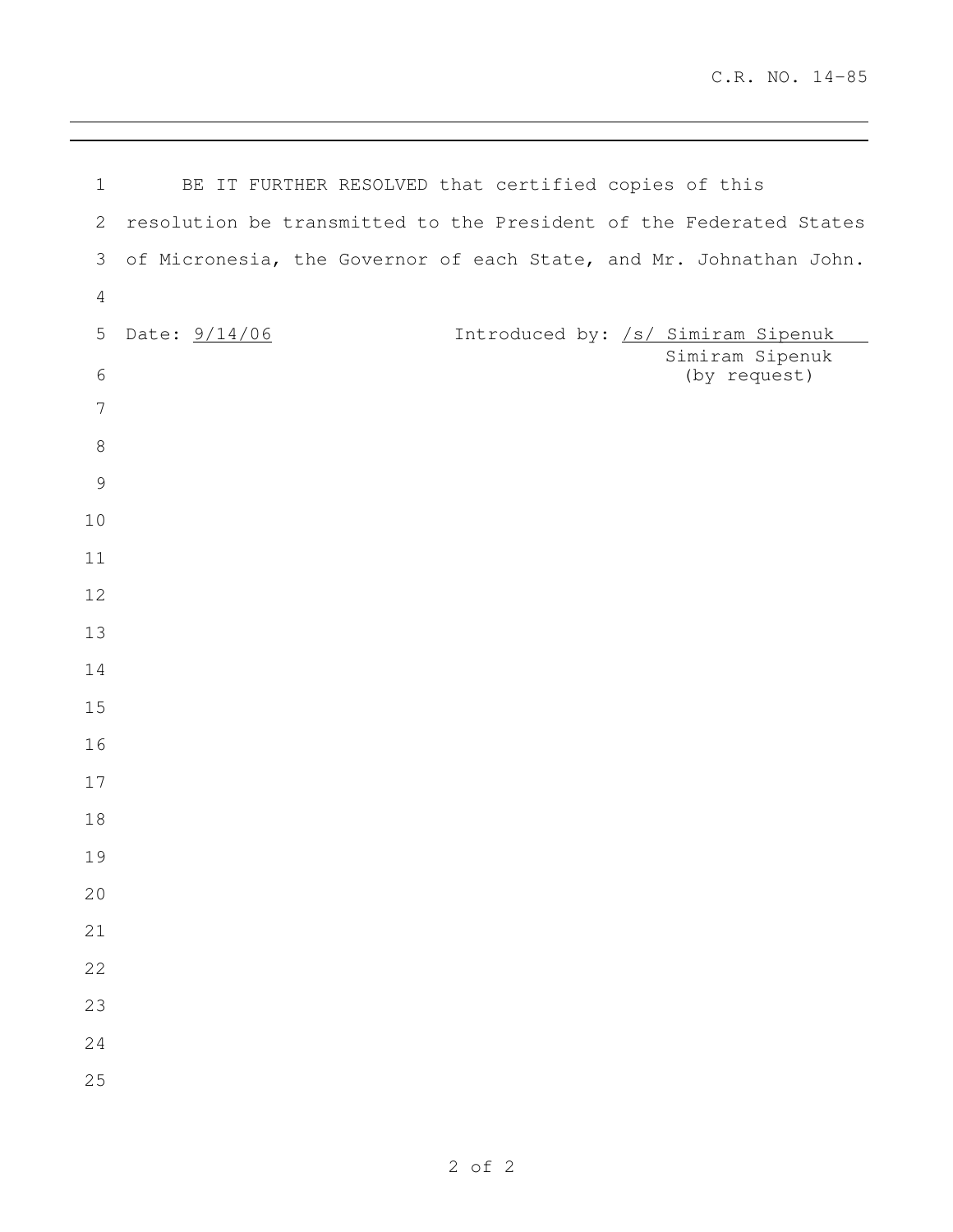BE IT FURTHER RESOLVED that certified copies of this resolution be transmitted to the President of the Federated States of Micronesia, the Governor of each State, and Mr. Johnathan John.

Date: 9/14/06

Introduced by: /s/ Simiram Sipenuk
Simiram Sipenuk
(by request)